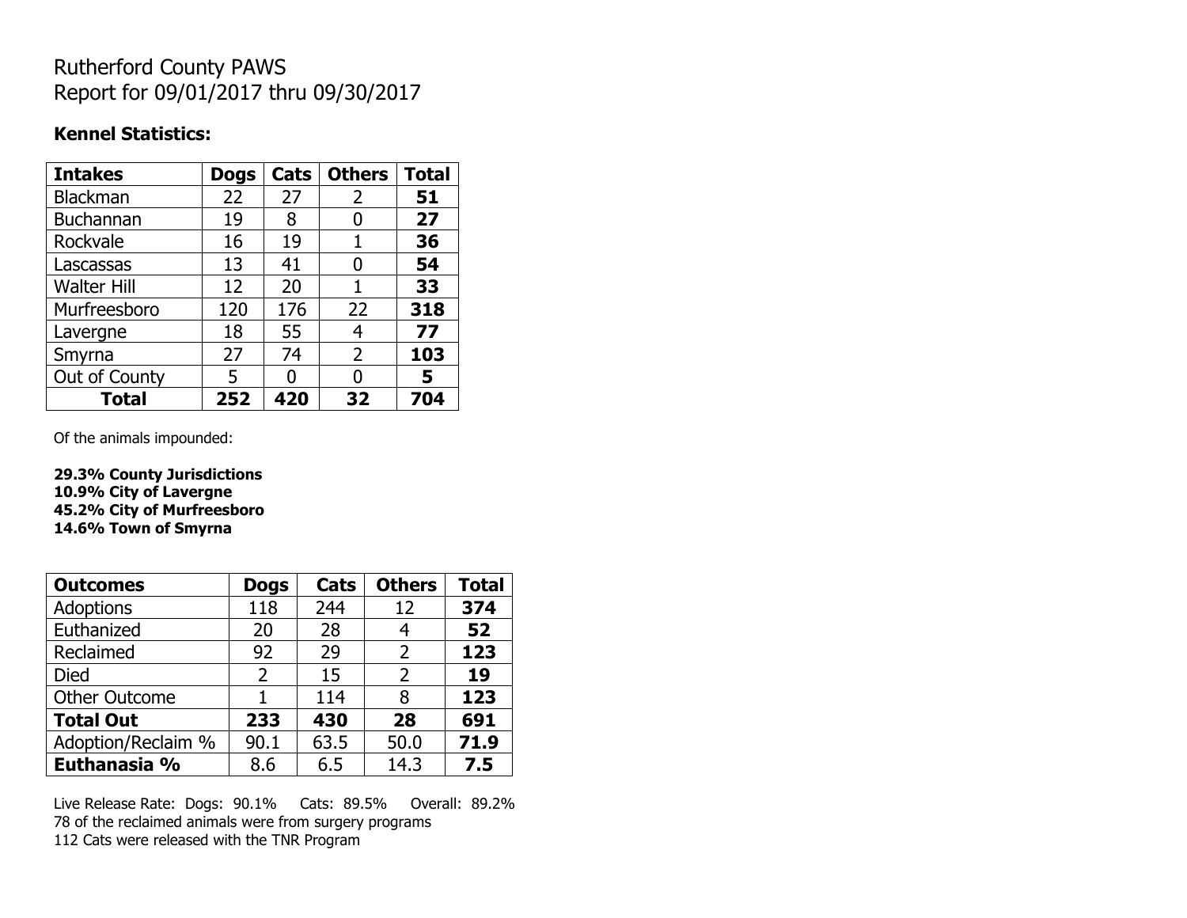# Rutherford County PAWS
# Report for 09/01/2017 thru 09/30/2017

**Kennel Statistics:**

| Intakes | Dogs | Cats | Others | Total |
|---|---|---|---|---|
| Blackman | 22 | 27 | 2 | **51** |
| Buchannan | 19 | 8 | 0 | **27** |
| Rockvale | 16 | 19 | 1 | **36** |
| Lascassas | 13 | 41 | 0 | **54** |
| Walter Hill | 12 | 20 | 1 | **33** |
| Murfreesboro | 120 | 176 | 22 | **318** |
| Lavergne | 18 | 55 | 4 | **77** |
| Smyrna | 27 | 74 | 2 | **103** |
| Out of County | 5 | 0 | 0 | **5** |
| **Total** | **252** | **420** | **32** | **704** |

Of the animals impounded:

**29.3% County Jurisdictions**
**10.9% City of Lavergne**
**45.2% City of Murfreesboro**
**14.6% Town of Smyrna**

| Outcomes | Dogs | Cats | Others | Total |
|---|---|---|---|---|
| Adoptions | 118 | 244 | 12 | **374** |
| Euthanized | 20 | 28 | 4 | **52** |
| Reclaimed | 92 | 29 | 2 | **123** |
| Died | 2 | 15 | 2 | **19** |
| Other Outcome | 1 | 114 | 8 | **123** |
| **Total Out** | **233** | **430** | **28** | **691** |
| Adoption/Reclaim % | 90.1 | 63.5 | 50.0 | **71.9** |
| **Euthanasia %** | 8.6 | 6.5 | 14.3 | **7.5** |

Live Release Rate: Dogs: 90.1% Cats: 89.5% Overall: 89.2%
78 of the reclaimed animals were from surgery programs
112 Cats were released with the TNR Program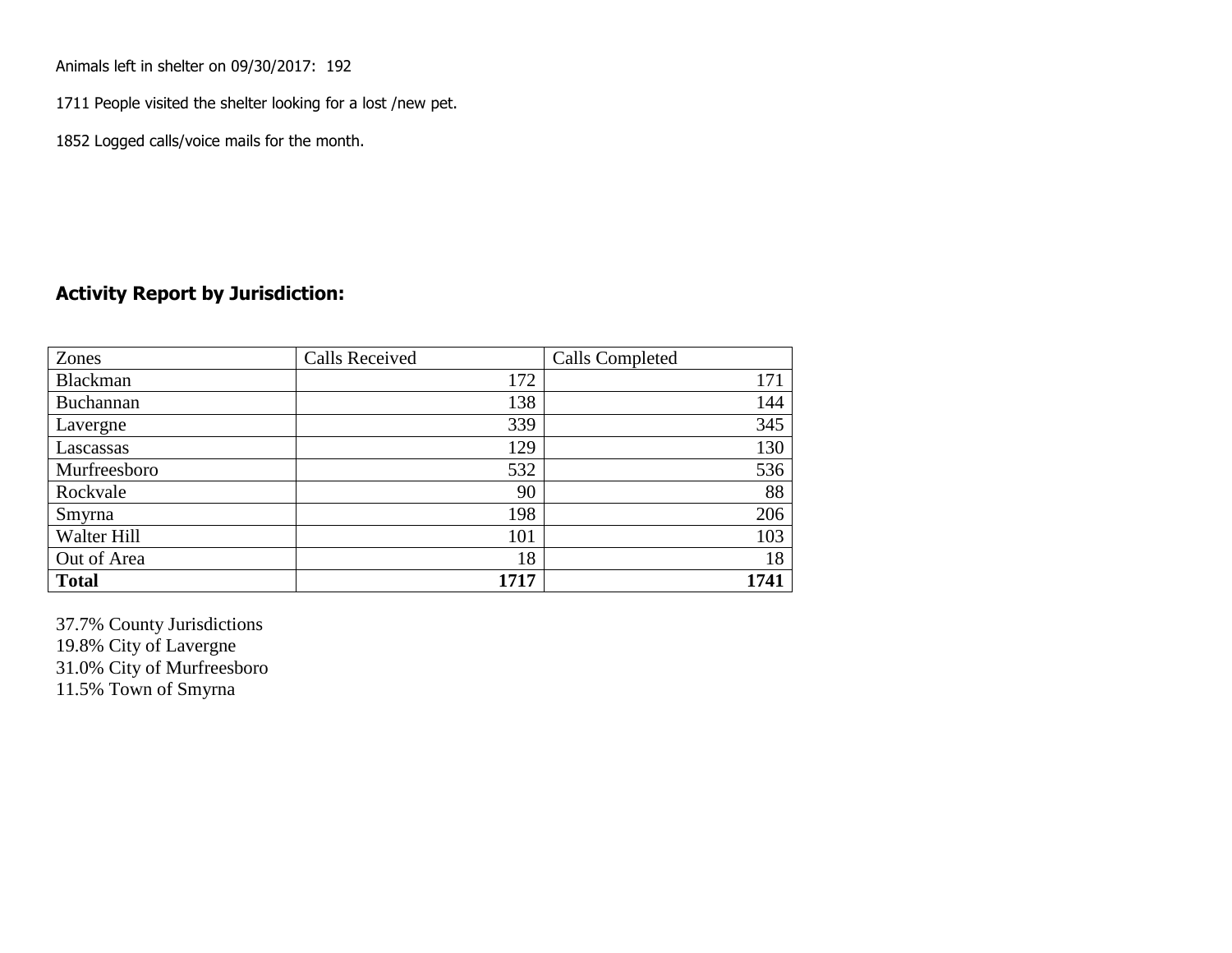Animals left in shelter on 09/30/2017: 192

1711 People visited the shelter looking for a lost /new pet.

1852 Logged calls/voice mails for the month.

## Activity Report by Jurisdiction:

| Zones | Calls Received | Calls Completed |
| --- | --- | --- |
| Blackman | 172 | 171 |
| Buchannan | 138 | 144 |
| Lavergne | 339 | 345 |
| Lascassas | 129 | 130 |
| Murfreesboro | 532 | 536 |
| Rockvale | 90 | 88 |
| Smyrna | 198 | 206 |
| Walter Hill | 101 | 103 |
| Out of Area | 18 | 18 |
| **Total** | **1717** | **1741** |

37.7% County Jurisdictions
19.8% City of Lavergne
31.0% City of Murfreesboro
11.5% Town of Smyrna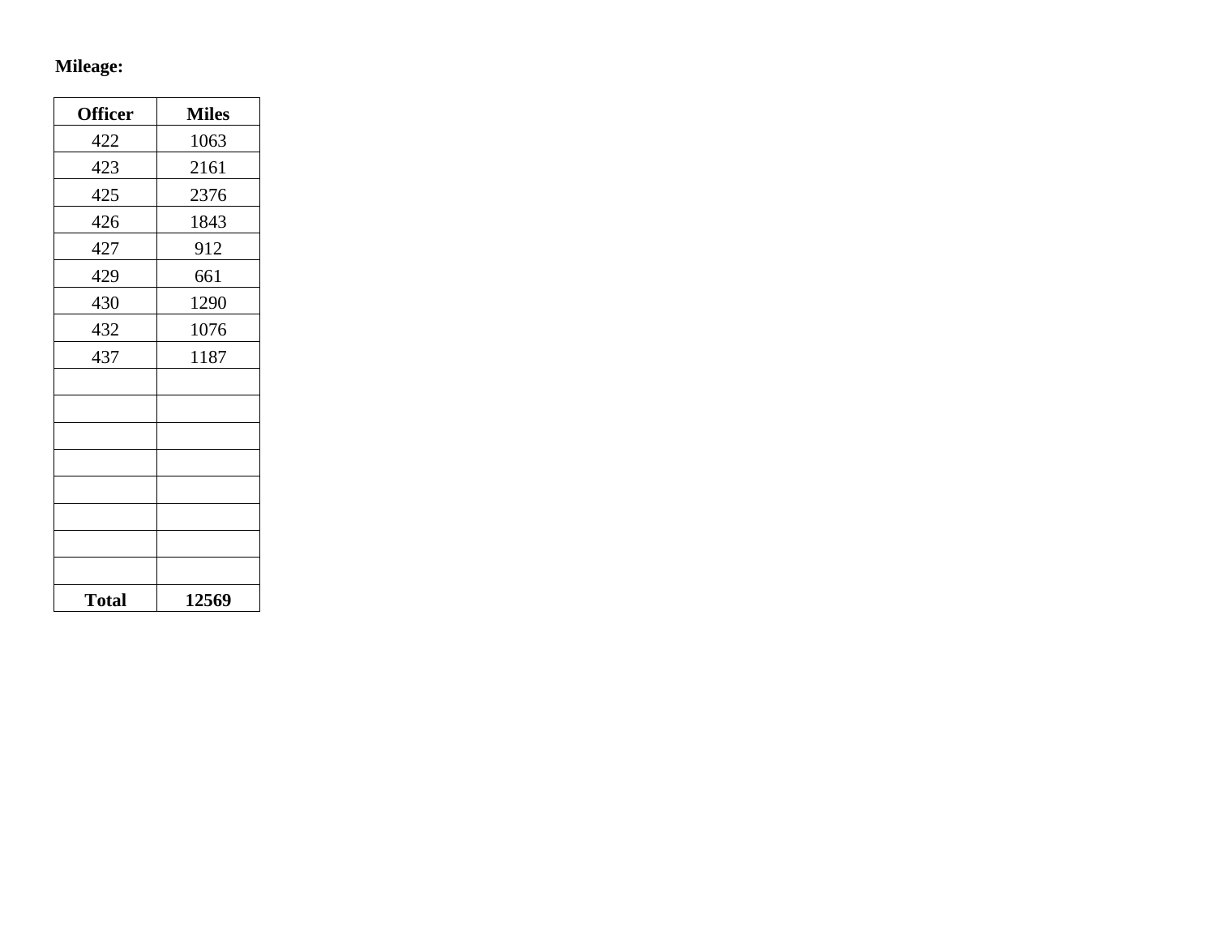**Mileage:**

| Officer | Miles |
|---|---|
| 422 | 1063 |
| 423 | 2161 |
| 425 | 2376 |
| 426 | 1843 |
| 427 | 912 |
| 429 | 661 |
| 430 | 1290 |
| 432 | 1076 |
| 437 | 1187 |
| | |
| | |
| | |
| | |
| | |
| | |
| | |
| | |
| **Total** | **12569** |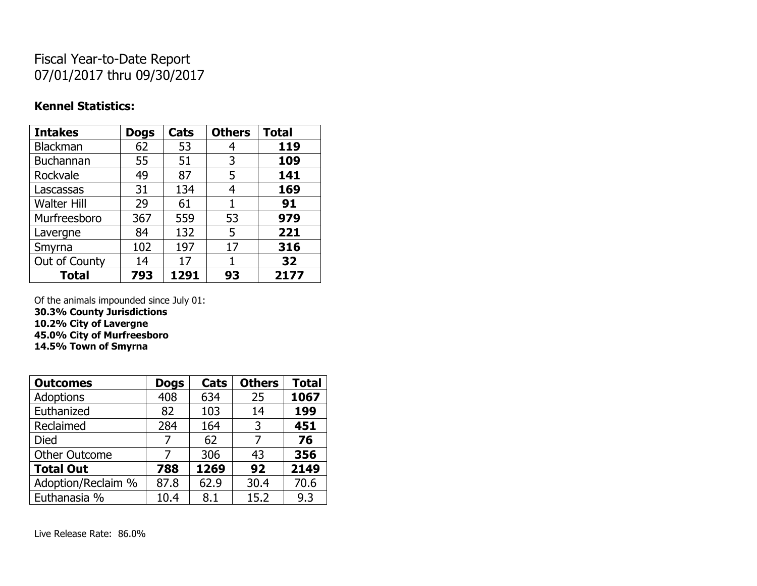Fiscal Year-to-Date Report
07/01/2017 thru 09/30/2017

**Kennel Statistics:**

| Intakes | Dogs | Cats | Others | Total |
|---|---|---|---|---|
| Blackman | 62 | 53 | 4 | **119** |
| Buchannan | 55 | 51 | 3 | **109** |
| Rockvale | 49 | 87 | 5 | **141** |
| Lascassas | 31 | 134 | 4 | **169** |
| Walter Hill | 29 | 61 | 1 | **91** |
| Murfreesboro | 367 | 559 | 53 | **979** |
| Lavergne | 84 | 132 | 5 | **221** |
| Smyrna | 102 | 197 | 17 | **316** |
| Out of County | 14 | 17 | 1 | **32** |
| **Total** | **793** | **1291** | **93** | **2177** |

Of the animals impounded since July 01:
**30.3% County Jurisdictions**
**10.2% City of Lavergne**
**45.0% City of Murfreesboro**
**14.5% Town of Smyrna**

| Outcomes | Dogs | Cats | Others | Total |
|---|---|---|---|---|
| Adoptions | 408 | 634 | 25 | **1067** |
| Euthanized | 82 | 103 | 14 | **199** |
| Reclaimed | 284 | 164 | 3 | **451** |
| Died | 7 | 62 | 7 | **76** |
| Other Outcome | 7 | 306 | 43 | **356** |
| **Total Out** | **788** | **1269** | **92** | **2149** |
| Adoption/Reclaim % | 87.8 | 62.9 | 30.4 | 70.6 |
| Euthanasia % | 10.4 | 8.1 | 15.2 | 9.3 |

Live Release Rate: 86.0%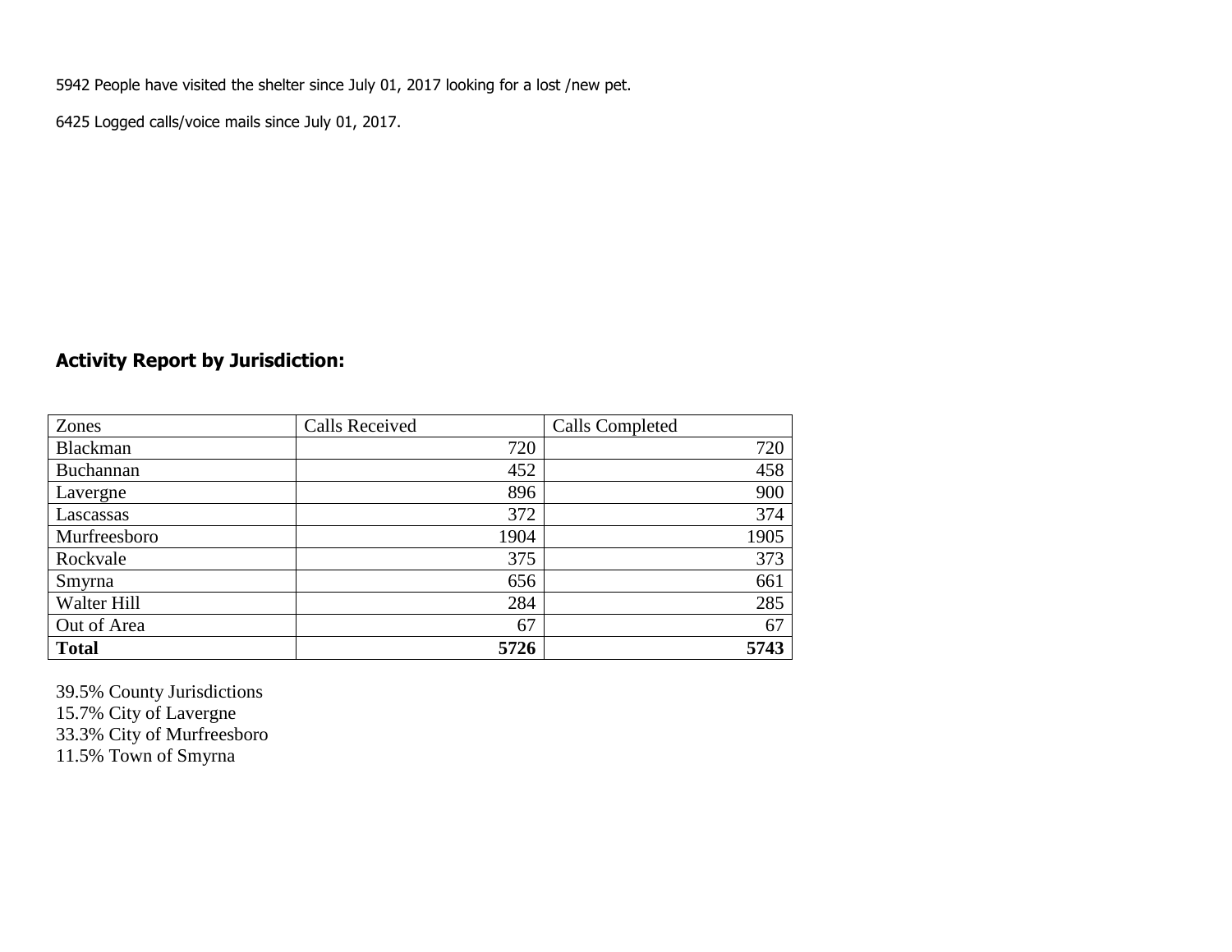5942 People have visited the shelter since July 01, 2017 looking for a lost /new pet.

6425 Logged calls/voice mails since July 01, 2017.

### Activity Report by Jurisdiction:

| Zones | Calls Received | Calls Completed |
|---|---|---|
| Blackman | 720 | 720 |
| Buchannan | 452 | 458 |
| Lavergne | 896 | 900 |
| Lascassas | 372 | 374 |
| Murfreesboro | 1904 | 1905 |
| Rockvale | 375 | 373 |
| Smyrna | 656 | 661 |
| Walter Hill | 284 | 285 |
| Out of Area | 67 | 67 |
| **Total** | **5726** | **5743** |

39.5% County Jurisdictions
15.7% City of Lavergne
33.3% City of Murfreesboro
11.5% Town of Smyrna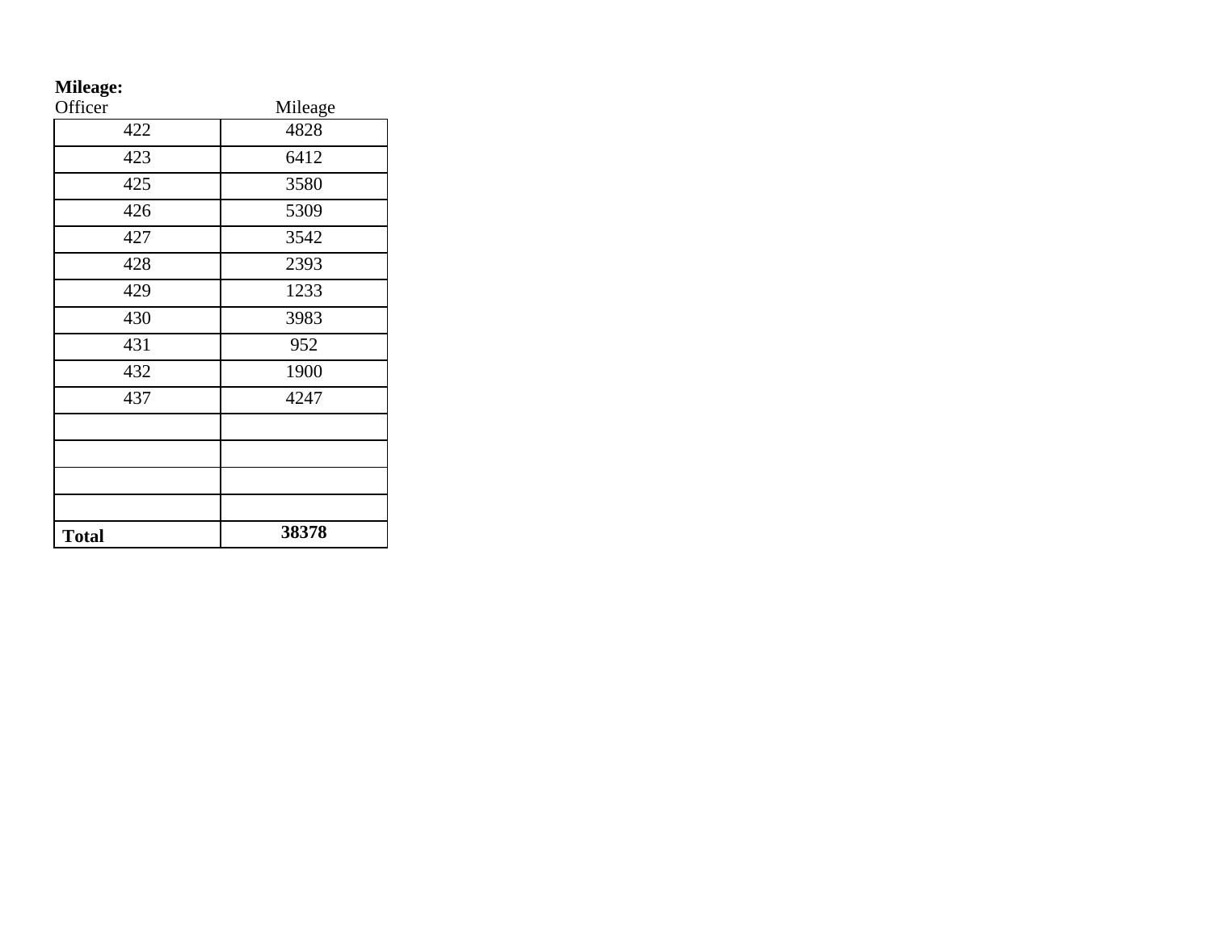**Mileage:**

| Officer | Mileage |
|---|---|
| 422 | 4828 |
| 423 | 6412 |
| 425 | 3580 |
| 426 | 5309 |
| 427 | 3542 |
| 428 | 2393 |
| 429 | 1233 |
| 430 | 3983 |
| 431 | 952 |
| 432 | 1900 |
| 437 | 4247 |
| | |
| | |
| | |
| | |
| **Total** | **38378** |